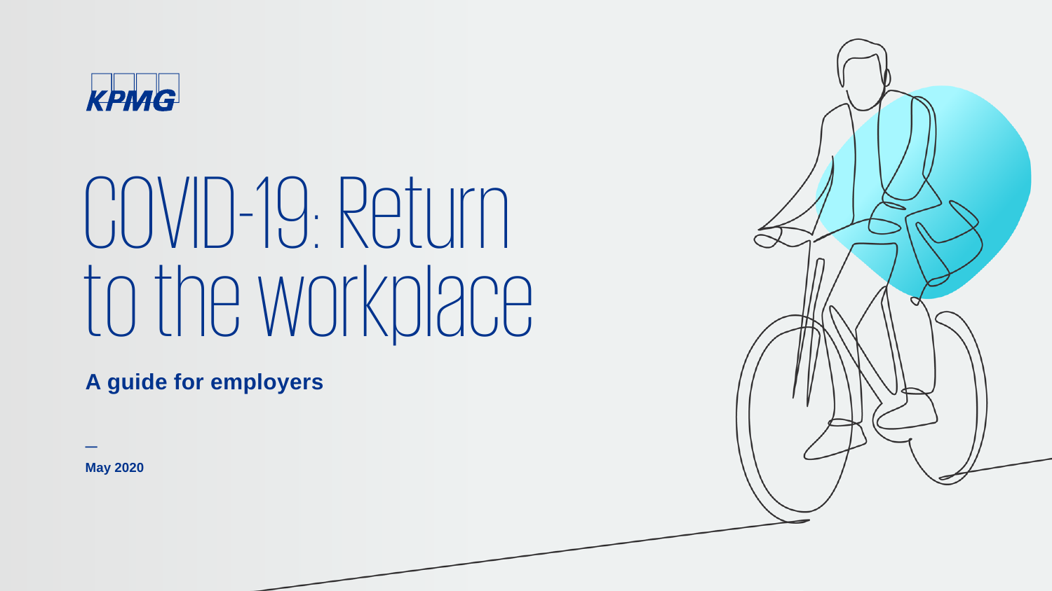KPMG

# COVID-19: Return to the workplace

**A guide for employers**

—

**May 2020**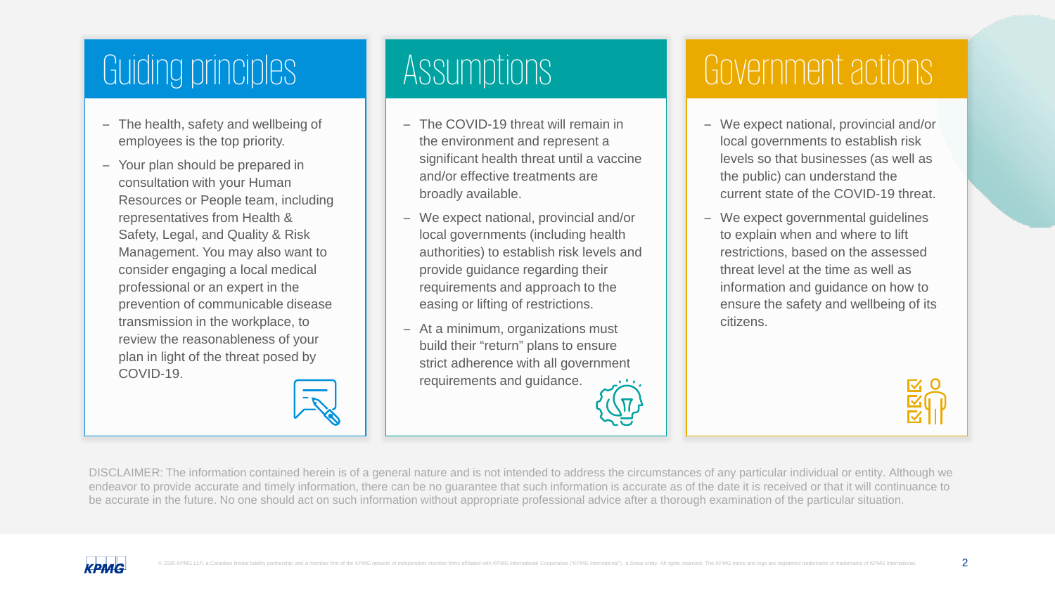## Guiding principles

- The health, safety and wellbeing of employees is the top priority.
- Your plan should be prepared in consultation with your Human Resources or People team, including representatives from Health & Safety, Legal, and Quality & Risk Management. You may also want to consider engaging a local medical professional or an expert in the prevention of communicable disease transmission in the workplace, to review the reasonableness of your plan in light of the threat posed by COVID-19.

## Assumptions

- The COVID-19 threat will remain in the environment and represent a significant health threat until a vaccine and/or effective treatments are broadly available.
- We expect national, provincial and/or local governments (including health authorities) to establish risk levels and provide guidance regarding their requirements and approach to the easing or lifting of restrictions.
- At a minimum, organizations must build their "return" plans to ensure strict adherence with all government requirements and guidance.

## Government actions

- We expect national, provincial and/or local governments to establish risk levels so that businesses (as well as the public) can understand the current state of the COVID-19 threat.
- We expect governmental guidelines to explain when and where to lift restrictions, based on the assessed threat level at the time as well as information and guidance on how to ensure the safety and wellbeing of its citizens.

DISCLAIMER: The information contained herein is of a general nature and is not intended to address the circumstances of any particular individual or entity. Although we endeavor to provide accurate and timely information, there can be no guarantee that such information is accurate as of the date it is received or that it will continuance to be accurate in the future. No one should act on such information without appropriate professional advice after a thorough examination of the particular situation.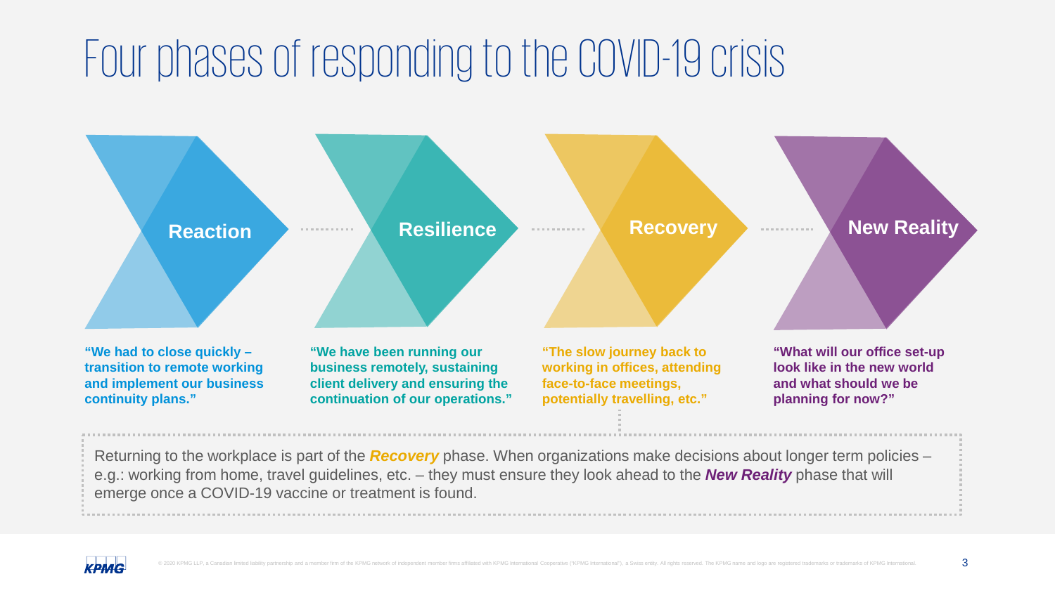# Four phases of responding to the COVID-19 crisis

**Reaction**

**"We had to close quickly – transition to remote working and implement our business continuity plans."**

**Resilience**

**"We have been running our business remotely, sustaining client delivery and ensuring the continuation of our operations."**

**Recovery**

**"The slow journey back to working in offices, attending face-to-face meetings, potentially travelling, etc."**

**New Reality**

**"What will our office set-up look like in the new world and what should we be planning for now?"**

Returning to the workplace is part of the ***Recovery*** phase. When organizations make decisions about longer term policies – e.g.: working from home, travel guidelines, etc. – they must ensure they look ahead to the ***New Reality*** phase that will emerge once a COVID-19 vaccine or treatment is found.

© 2020 KPMG LLP, a Canadian limited liability partnership and a member firm of the KPMG network of independent member firms affiliated with KPMG International Cooperative ("KPMG International"), a Swiss entity. All rights reserved. The KPMG name and logo are registered trademarks or trademarks of KPMG International.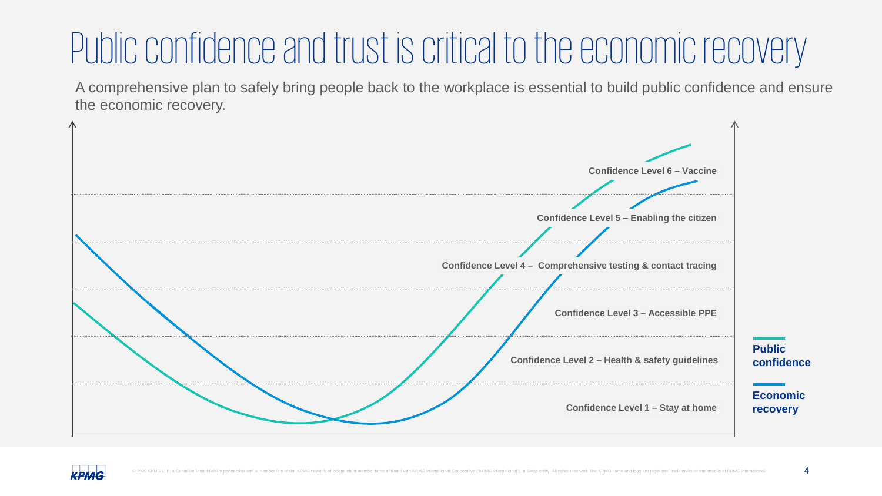# Public confidence and trust is critical to the economic recovery

A comprehensive plan to safely bring people back to the workplace is essential to build public confidence and ensure the economic recovery.

Confidence Level 6 – Vaccine

Confidence Level 5 – Enabling the citizen

Confidence Level 4 – Comprehensive testing & contact tracing

Confidence Level 3 – Accessible PPE

Confidence Level 2 – Health & safety guidelines

Confidence Level 1 – Stay at home

**Public confidence**

**Economic recovery**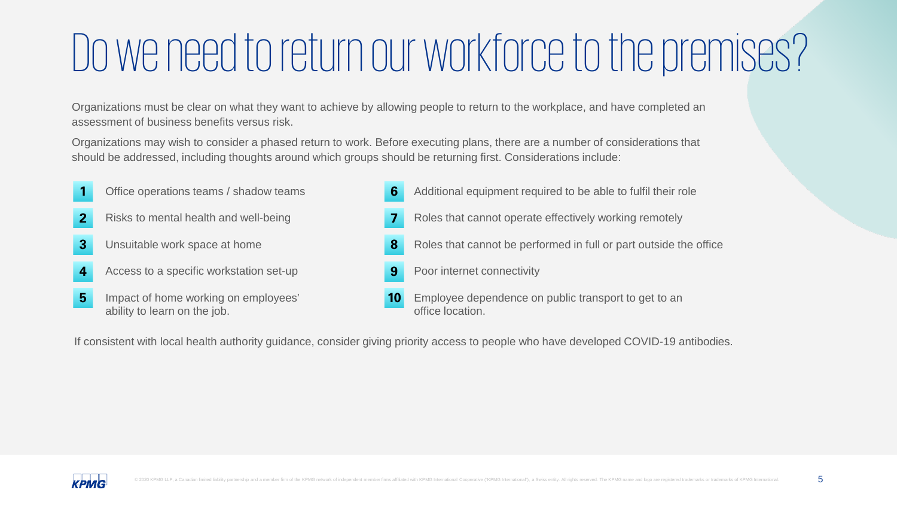# Do we need to return our workforce to the premises?

Organizations must be clear on what they want to achieve by allowing people to return to the workplace, and have completed an assessment of business benefits versus risk.

Organizations may wish to consider a phased return to work. Before executing plans, there are a number of considerations that should be addressed, including thoughts around which groups should be returning first. Considerations include:

1. Office operations teams / shadow teams
2. Risks to mental health and well-being
3. Unsuitable work space at home
4. Access to a specific workstation set-up
5. Impact of home working on employees' ability to learn on the job.
6. Additional equipment required to be able to fulfil their role
7. Roles that cannot operate effectively working remotely
8. Roles that cannot be performed in full or part outside the office
9. Poor internet connectivity
10. Employee dependence on public transport to get to an office location.

If consistent with local health authority guidance, consider giving priority access to people who have developed COVID-19 antibodies.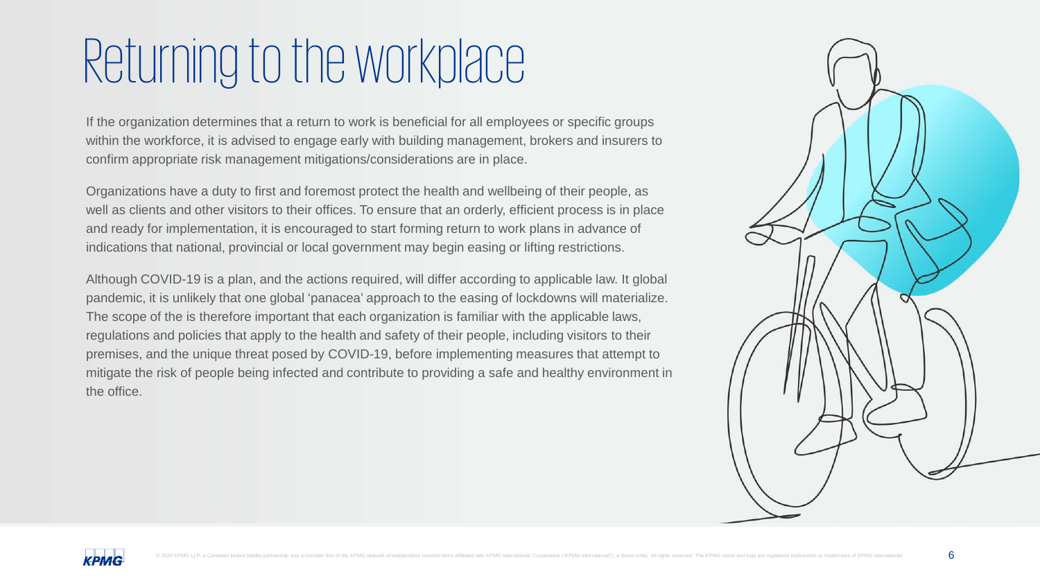# Returning to the workplace

If the organization determines that a return to work is beneficial for all employees or specific groups within the workforce, it is advised to engage early with building management, brokers and insurers to confirm appropriate risk management mitigations/considerations are in place.

Organizations have a duty to first and foremost protect the health and wellbeing of their people, as well as clients and other visitors to their offices. To ensure that an orderly, efficient process is in place and ready for implementation, it is encouraged to start forming return to work plans in advance of indications that national, provincial or local government may begin easing or lifting restrictions.

Although COVID-19 is a plan, and the actions required, will differ according to applicable law. It global pandemic, it is unlikely that one global 'panacea' approach to the easing of lockdowns will materialize. The scope of the is therefore important that each organization is familiar with the applicable laws, regulations and policies that apply to the health and safety of their people, including visitors to their premises, and the unique threat posed by COVID-19, before implementing measures that attempt to mitigate the risk of people being infected and contribute to providing a safe and healthy environment in the office.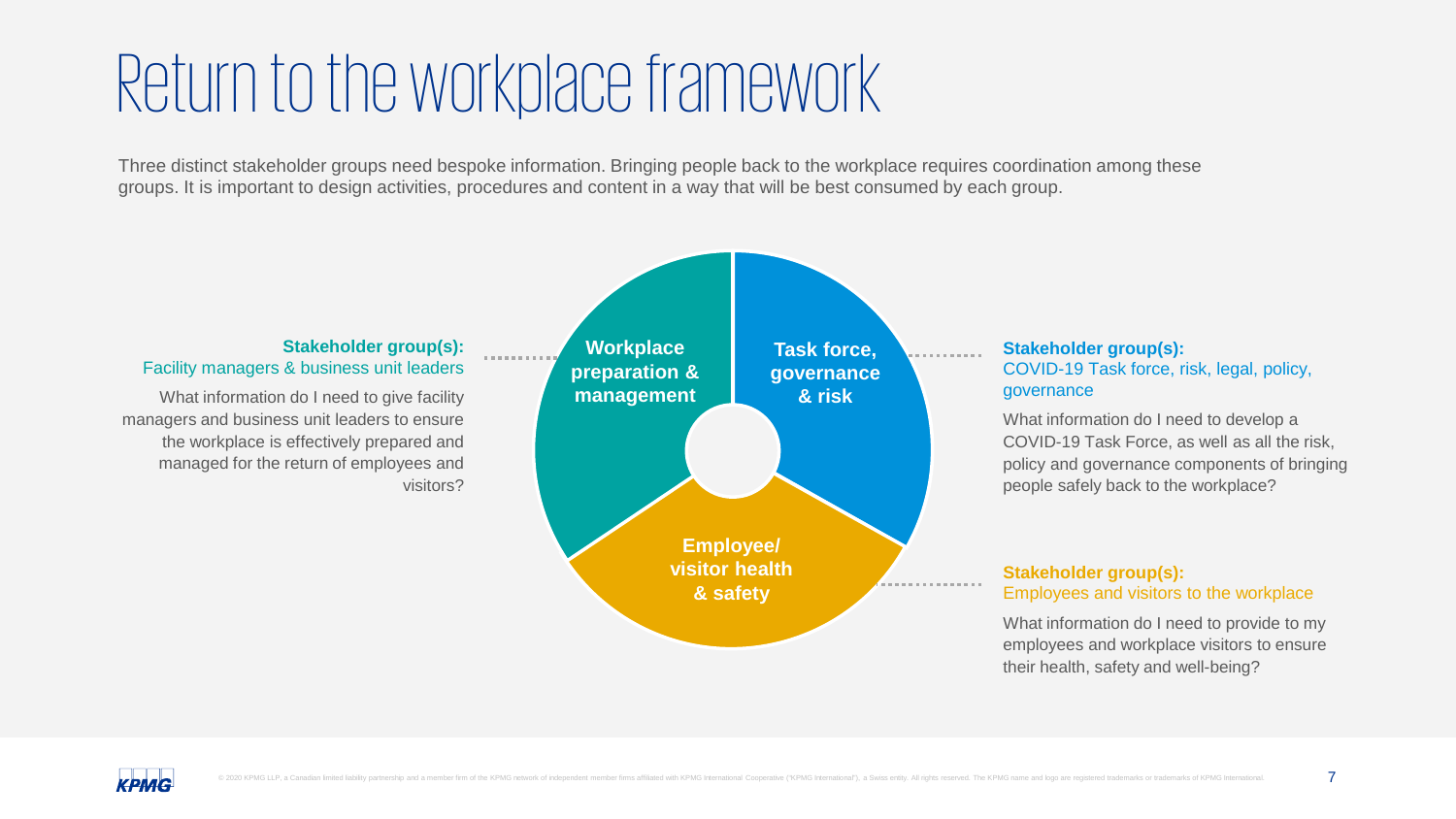# Return to the workplace framework

Three distinct stakeholder groups need bespoke information. Bringing people back to the workplace requires coordination among these groups. It is important to design activities, procedures and content in a way that will be best consumed by each group.

**Workplace preparation & management**

**Stakeholder group(s):**
Facility managers & business unit leaders

What information do I need to give facility managers and business unit leaders to ensure the workplace is effectively prepared and managed for the return of employees and visitors?

**Task force, governance & risk**

**Stakeholder group(s):**
COVID-19 Task force, risk, legal, policy, governance

What information do I need to develop a COVID-19 Task Force, as well as all the risk, policy and governance components of bringing people safely back to the workplace?

**Employee/ visitor health & safety**

**Stakeholder group(s):**
Employees and visitors to the workplace

What information do I need to provide to my employees and workplace visitors to ensure their health, safety and well-being?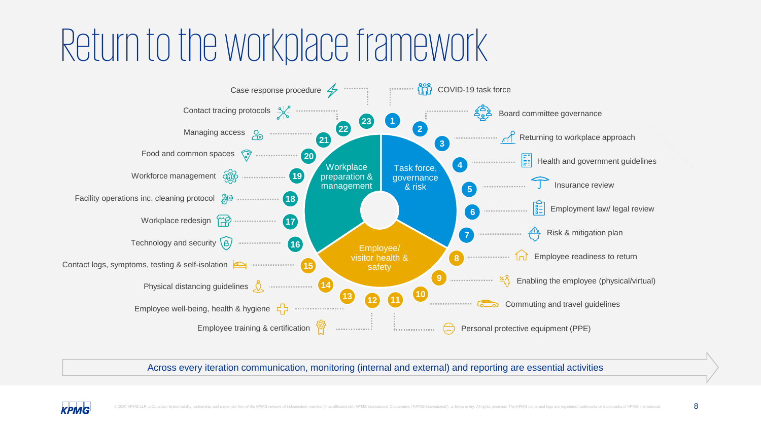# Return to the workplace framework

## Task force, governance & risk

1. COVID-19 task force
2. Board committee governance
3. Returning to workplace approach
4. Health and government guidelines
5. Insurance review
6. Employment law/ legal review
7. Risk & mitigation plan

## Employee/ visitor health & safety

8. Employee readiness to return
9. Enabling the employee (physical/virtual)
10. Commuting and travel guidelines
11. Personal protective equipment (PPE)
12. Employee training & certification
13. Employee well-being, health & hygiene
14. Physical distancing guidelines
15. Contact logs, symptoms, testing & self-isolation

## Workplace preparation & management

16. Technology and security
17. Workplace redesign
18. Facility operations inc. cleaning protocol
19. Workforce management
20. Food and common spaces
21. Managing access
22. Contact tracing protocols
23. Case response procedure

Across every iteration communication, monitoring (internal and external) and reporting are essential activities

© 2020 KPMG LLP, a Canadian limited liability partnership and a member firm of the KPMG network of independent member firms affiliated with KPMG International Cooperative ("KPMG International"), a Swiss entity. All rights reserved. The KPMG name and logo are registered trademarks or trademarks of KPMG International.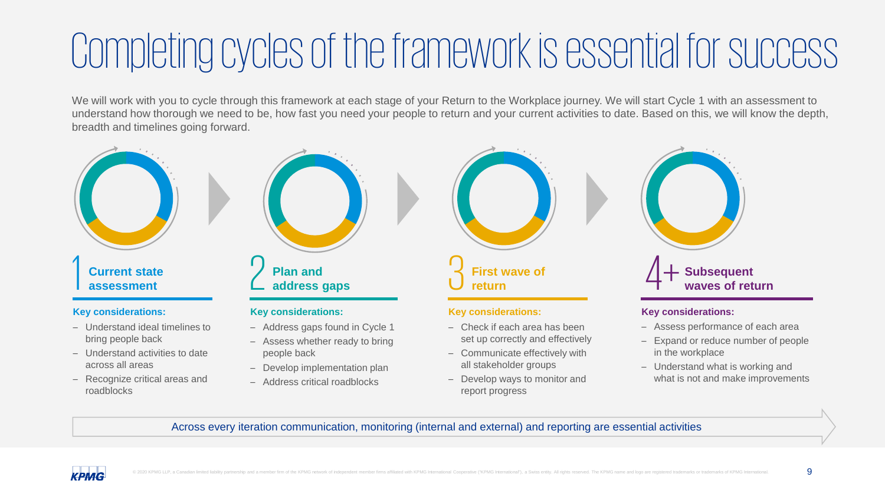# Completing cycles of the framework is essential for success

We will work with you to cycle through this framework at each stage of your Return to the Workplace journey. We will start Cycle 1 with an assessment to understand how thorough we need to be, how fast you need your people to return and your current activities to date. Based on this, we will know the depth, breadth and timelines going forward.

## 1 Current state assessment

**Key considerations:**

- Understand ideal timelines to bring people back
- Understand activities to date across all areas
- Recognize critical areas and roadblocks

## 2 Plan and address gaps

**Key considerations:**

- Address gaps found in Cycle 1
- Assess whether ready to bring people back
- Develop implementation plan
- Address critical roadblocks

## 3 First wave of return

**Key considerations:**

- Check if each area has been set up correctly and effectively
- Communicate effectively with all stakeholder groups
- Develop ways to monitor and report progress

## 4+ Subsequent waves of return

**Key considerations:**

- Assess performance of each area
- Expand or reduce number of people in the workplace
- Understand what is working and what is not and make improvements

Across every iteration communication, monitoring (internal and external) and reporting are essential activities

© 2020 KPMG LLP, a Canadian limited liability partnership and a member firm of the KPMG network of independent member firms affiliated with KPMG International Cooperative ("KPMG International"), a Swiss entity. All rights reserved. The KPMG name and logo are registered trademarks or trademarks of KPMG International.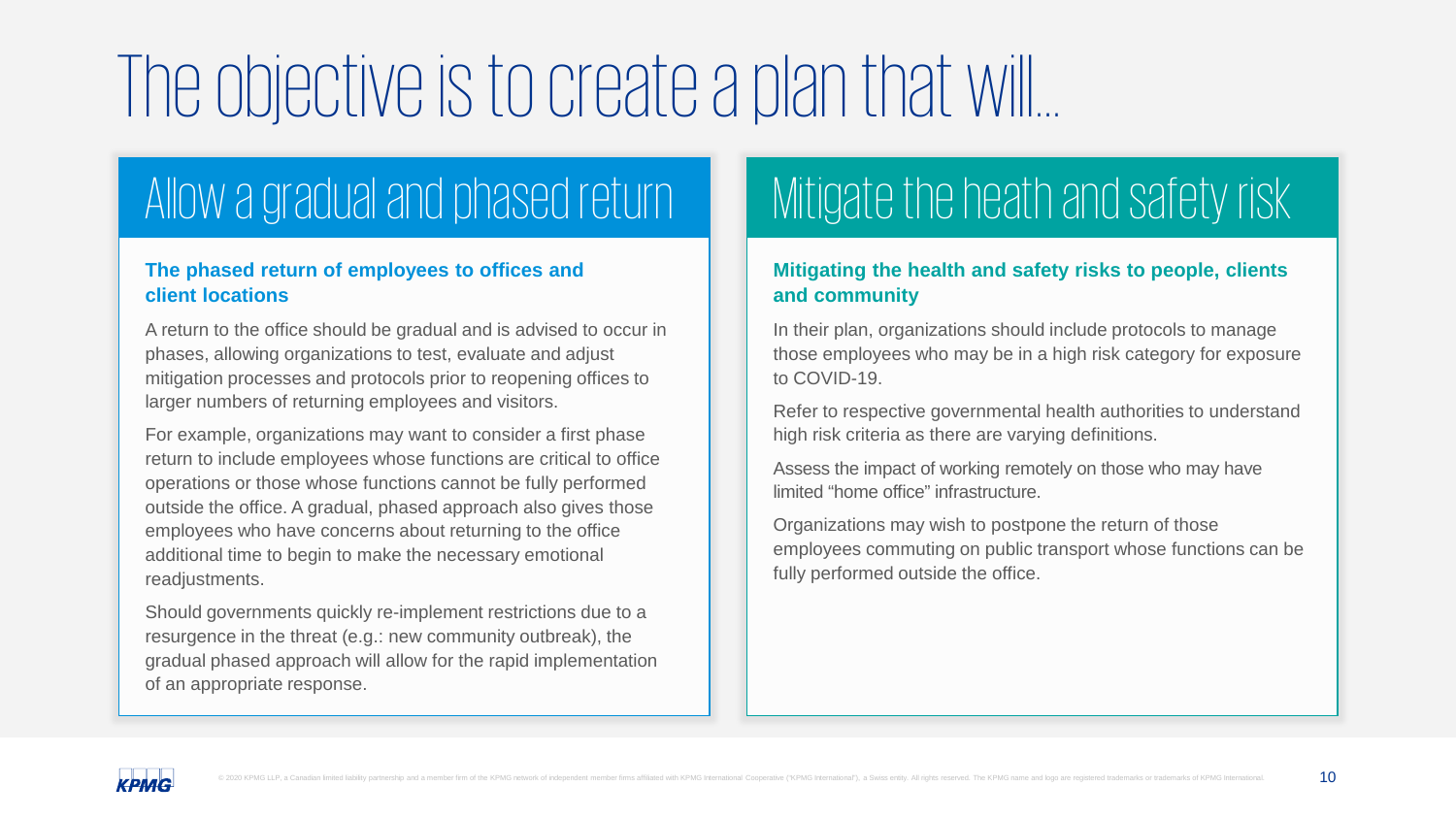# The objective is to create a plan that will...

## Allow a gradual and phased return

**The phased return of employees to offices and client locations**

A return to the office should be gradual and is advised to occur in phases, allowing organizations to test, evaluate and adjust mitigation processes and protocols prior to reopening offices to larger numbers of returning employees and visitors.

For example, organizations may want to consider a first phase return to include employees whose functions are critical to office operations or those whose functions cannot be fully performed outside the office. A gradual, phased approach also gives those employees who have concerns about returning to the office additional time to begin to make the necessary emotional readjustments.

Should governments quickly re-implement restrictions due to a resurgence in the threat (e.g.: new community outbreak), the gradual phased approach will allow for the rapid implementation of an appropriate response.

## Mitigate the heath and safety risk

**Mitigating the health and safety risks to people, clients and community**

In their plan, organizations should include protocols to manage those employees who may be in a high risk category for exposure to COVID-19.

Refer to respective governmental health authorities to understand high risk criteria as there are varying definitions.

Assess the impact of working remotely on those who may have limited “home office” infrastructure.

Organizations may wish to postpone the return of those employees commuting on public transport whose functions can be fully performed outside the office.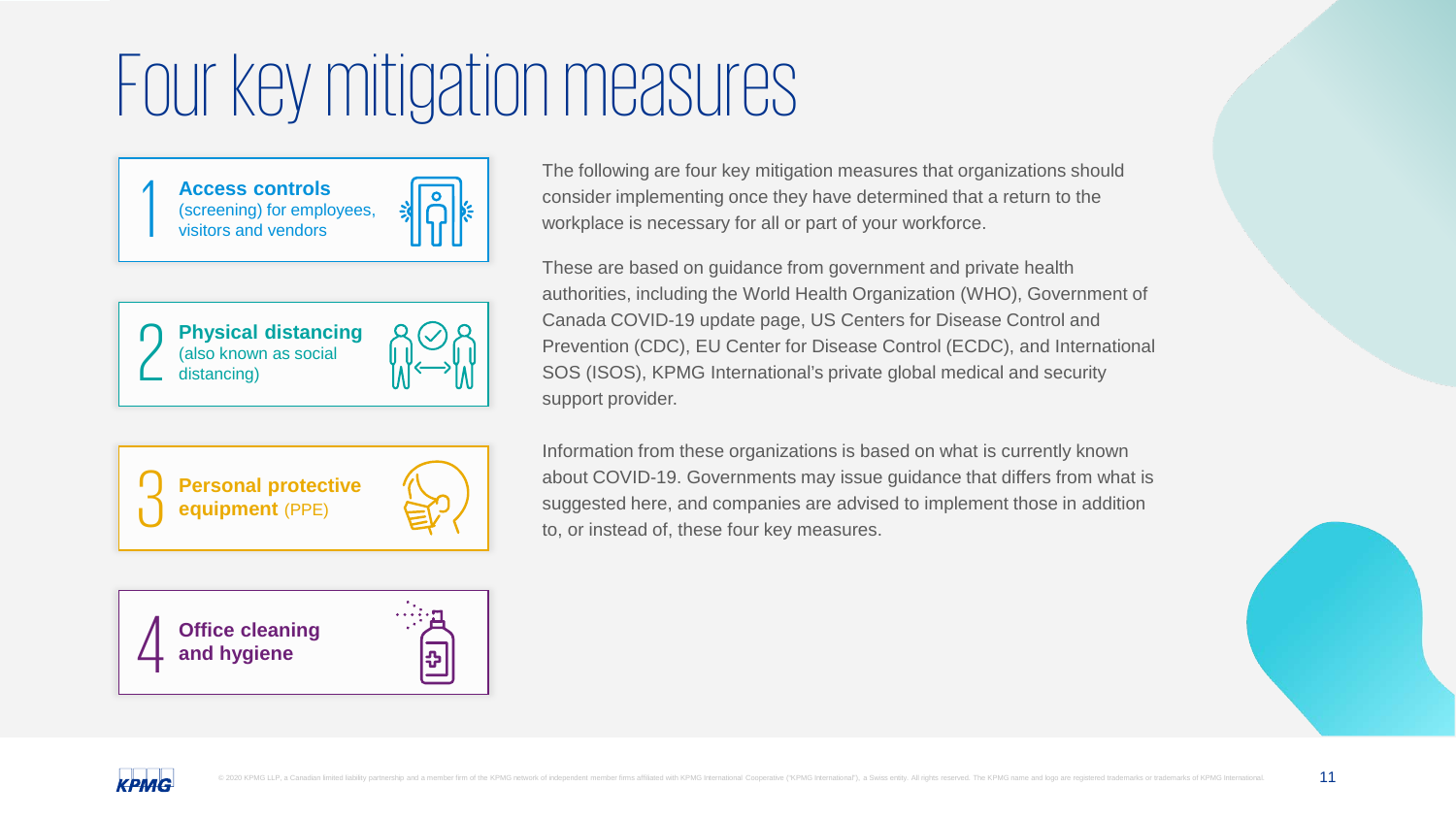# Four key mitigation measures

1. **Access controls** (screening) for employees, visitors and vendors
2. **Physical distancing** (also known as social distancing)
3. **Personal protective equipment** (PPE)
4. **Office cleaning and hygiene**

The following are four key mitigation measures that organizations should consider implementing once they have determined that a return to the workplace is necessary for all or part of your workforce.

These are based on guidance from government and private health authorities, including the World Health Organization (WHO), Government of Canada COVID-19 update page, US Centers for Disease Control and Prevention (CDC), EU Center for Disease Control (ECDC), and International SOS (ISOS), KPMG International's private global medical and security support provider.

Information from these organizations is based on what is currently known about COVID-19. Governments may issue guidance that differs from what is suggested here, and companies are advised to implement those in addition to, or instead of, these four key measures.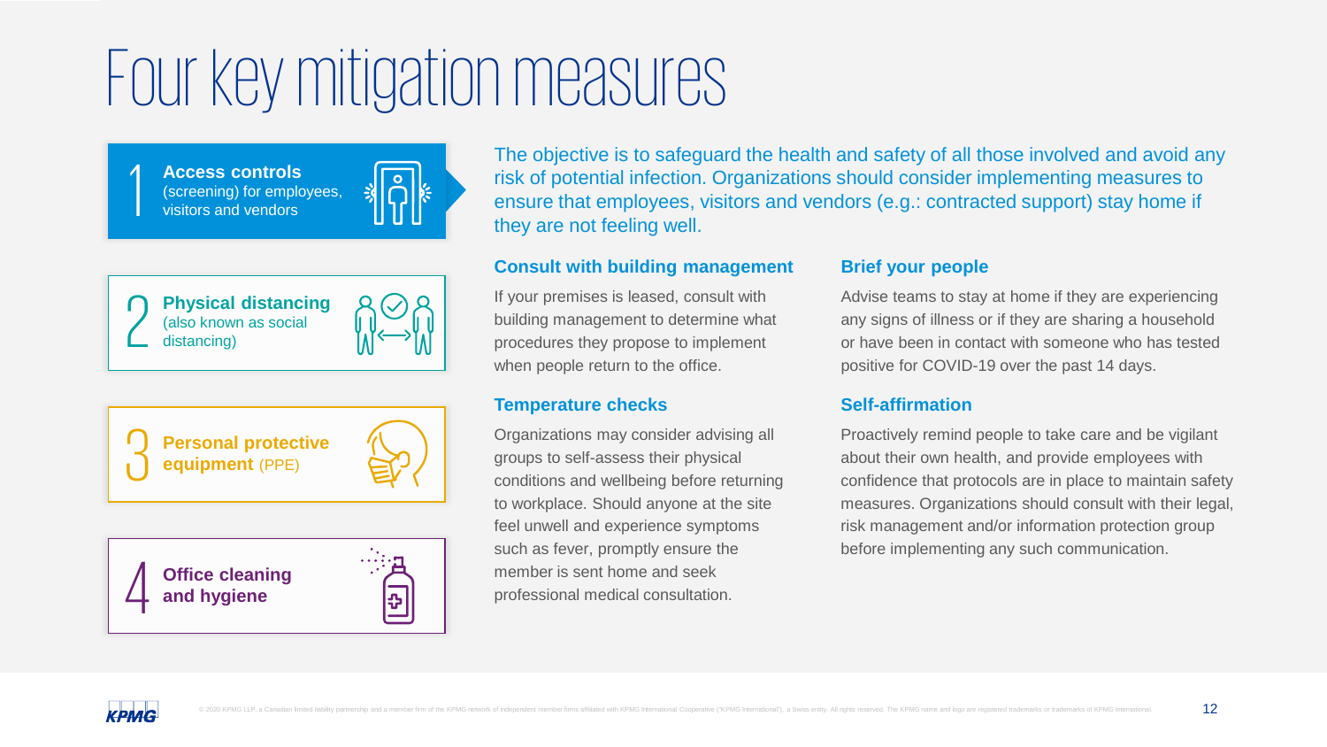# Four key mitigation measures

1. **Access controls** (screening) for employees, visitors and vendors
2. **Physical distancing** (also known as social distancing)
3. **Personal protective equipment** (PPE)
4. **Office cleaning and hygiene**

The objective is to safeguard the health and safety of all those involved and avoid any risk of potential infection. Organizations should consider implementing measures to ensure that employees, visitors and vendors (e.g.: contracted support) stay home if they are not feeling well.

### Consult with building management

If your premises is leased, consult with building management to determine what procedures they propose to implement when people return to the office.

### Temperature checks

Organizations may consider advising all groups to self-assess their physical conditions and wellbeing before returning to workplace. Should anyone at the site feel unwell and experience symptoms such as fever, promptly ensure the member is sent home and seek professional medical consultation.

### Brief your people

Advise teams to stay at home if they are experiencing any signs of illness or if they are sharing a household or have been in contact with someone who has tested positive for COVID-19 over the past 14 days.

### Self-affirmation

Proactively remind people to take care and be vigilant about their own health, and provide employees with confidence that protocols are in place to maintain safety measures. Organizations should consult with their legal, risk management and/or information protection group before implementing any such communication.

© 2020 KPMG LLP, a Canadian limited liability partnership and a member firm of the KPMG network of independent member firms affiliated with KPMG International Cooperative ("KPMG International"), a Swiss entity. All rights reserved. The KPMG name and logo are registered trademarks or trademarks of KPMG International.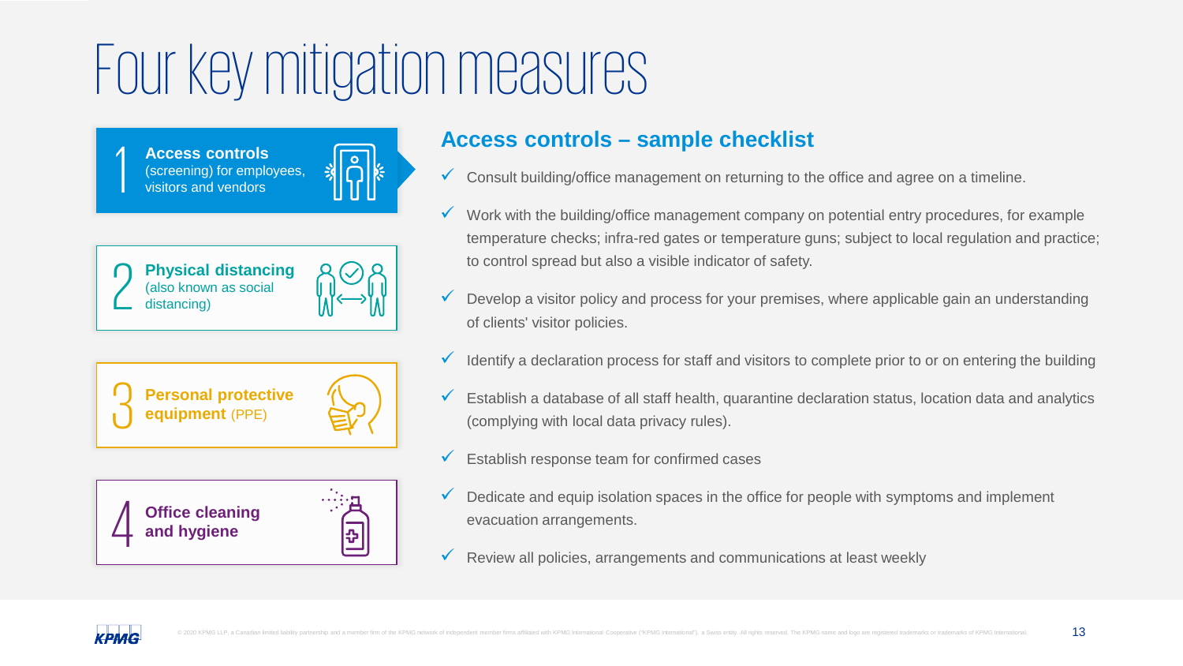# Four key mitigation measures

1. **Access controls** (screening) for employees, visitors and vendors
2. **Physical distancing** (also known as social distancing)
3. **Personal protective equipment** (PPE)
4. **Office cleaning and hygiene**

## Access controls – sample checklist

- ✓ Consult building/office management on returning to the office and agree on a timeline.
- ✓ Work with the building/office management company on potential entry procedures, for example temperature checks; infra-red gates or temperature guns; subject to local regulation and practice; to control spread but also a visible indicator of safety.
- ✓ Develop a visitor policy and process for your premises, where applicable gain an understanding of clients' visitor policies.
- ✓ Identify a declaration process for staff and visitors to complete prior to or on entering the building
- ✓ Establish a database of all staff health, quarantine declaration status, location data and analytics (complying with local data privacy rules).
- ✓ Establish response team for confirmed cases
- ✓ Dedicate and equip isolation spaces in the office for people with symptoms and implement evacuation arrangements.
- ✓ Review all policies, arrangements and communications at least weekly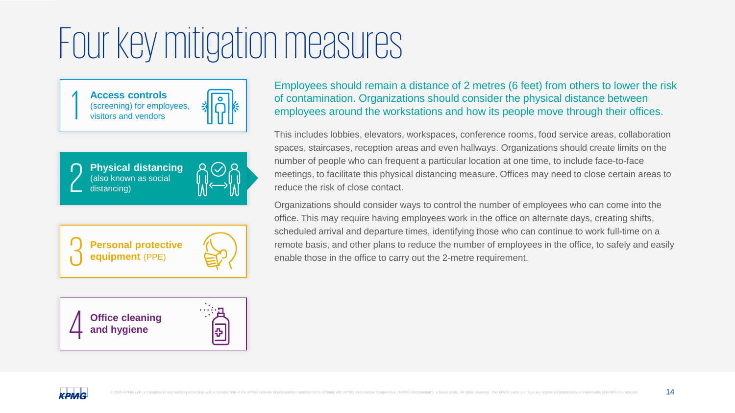# Four key mitigation measures

1. **Access controls** (screening) for employees, visitors and vendors
2. **Physical distancing** (also known as social distancing)
3. **Personal protective equipment** (PPE)
4. **Office cleaning and hygiene**

Employees should remain a distance of 2 metres (6 feet) from others to lower the risk of contamination. Organizations should consider the physical distance between employees around the workstations and how its people move through their offices.

This includes lobbies, elevators, workspaces, conference rooms, food service areas, collaboration spaces, staircases, reception areas and even hallways. Organizations should create limits on the number of people who can frequent a particular location at one time, to include face-to-face meetings, to facilitate this physical distancing measure. Offices may need to close certain areas to reduce the risk of close contact.

Organizations should consider ways to control the number of employees who can come into the office. This may require having employees work in the office on alternate days, creating shifts, scheduled arrival and departure times, identifying those who can continue to work full-time on a remote basis, and other plans to reduce the number of employees in the office, to safely and easily enable those in the office to carry out the 2-metre requirement.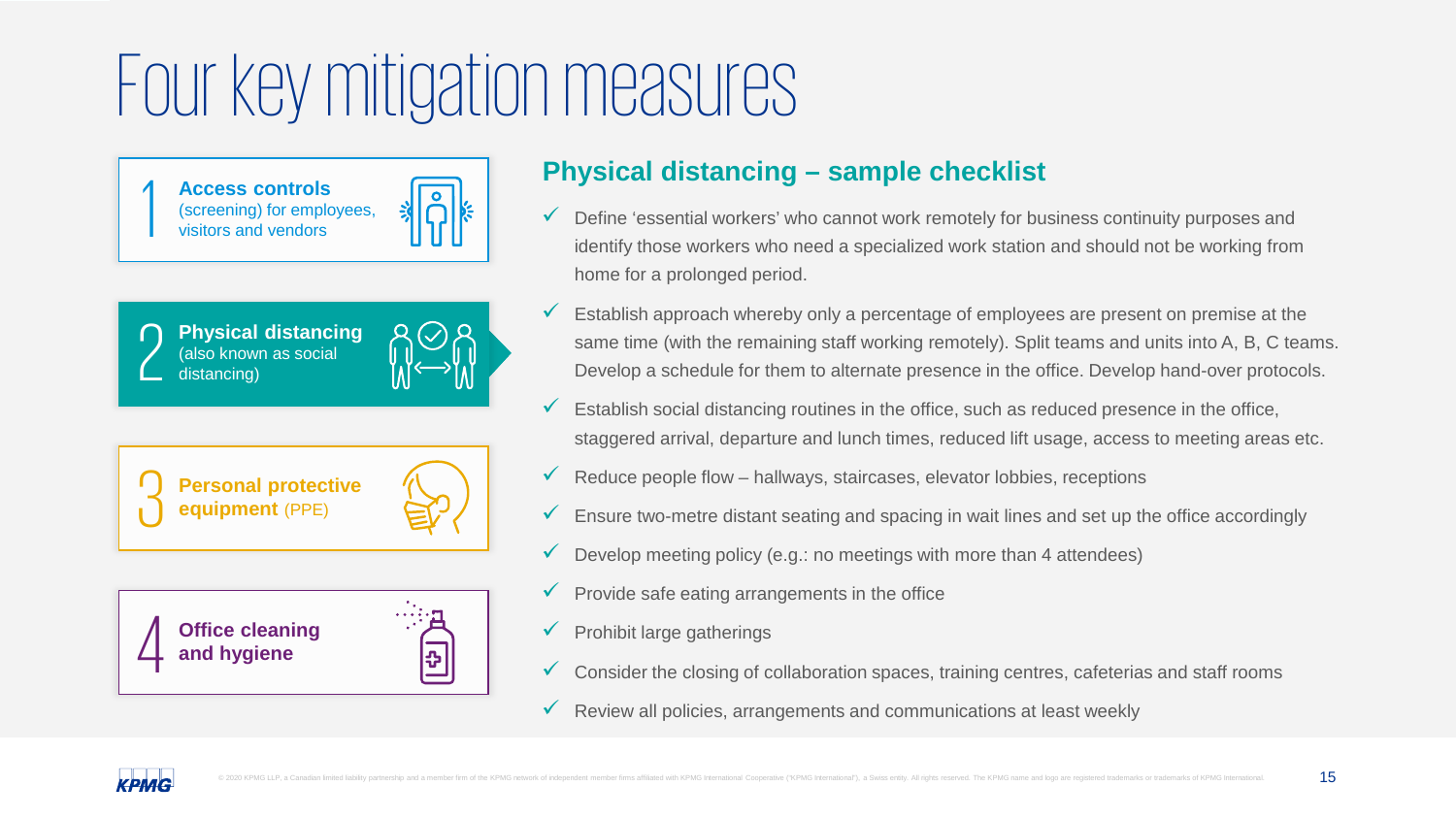# Four key mitigation measures

1. **Access controls** (screening) for employees, visitors and vendors
2. **Physical distancing** (also known as social distancing)
3. **Personal protective equipment** (PPE)
4. **Office cleaning and hygiene**

## Physical distancing – sample checklist

- ✓ Define 'essential workers' who cannot work remotely for business continuity purposes and identify those workers who need a specialized work station and should not be working from home for a prolonged period.
- ✓ Establish approach whereby only a percentage of employees are present on premise at the same time (with the remaining staff working remotely). Split teams and units into A, B, C teams. Develop a schedule for them to alternate presence in the office. Develop hand-over protocols.
- ✓ Establish social distancing routines in the office, such as reduced presence in the office, staggered arrival, departure and lunch times, reduced lift usage, access to meeting areas etc.
- ✓ Reduce people flow – hallways, staircases, elevator lobbies, receptions
- ✓ Ensure two-metre distant seating and spacing in wait lines and set up the office accordingly
- ✓ Develop meeting policy (e.g.: no meetings with more than 4 attendees)
- ✓ Provide safe eating arrangements in the office
- ✓ Prohibit large gatherings
- ✓ Consider the closing of collaboration spaces, training centres, cafeterias and staff rooms
- ✓ Review all policies, arrangements and communications at least weekly

© 2020 KPMG LLP, a Canadian limited liability partnership and a member firm of the KPMG network of independent member firms affiliated with KPMG International Cooperative ("KPMG International"), a Swiss entity. All rights reserved. The KPMG name and logo are registered trademarks or trademarks of KPMG International.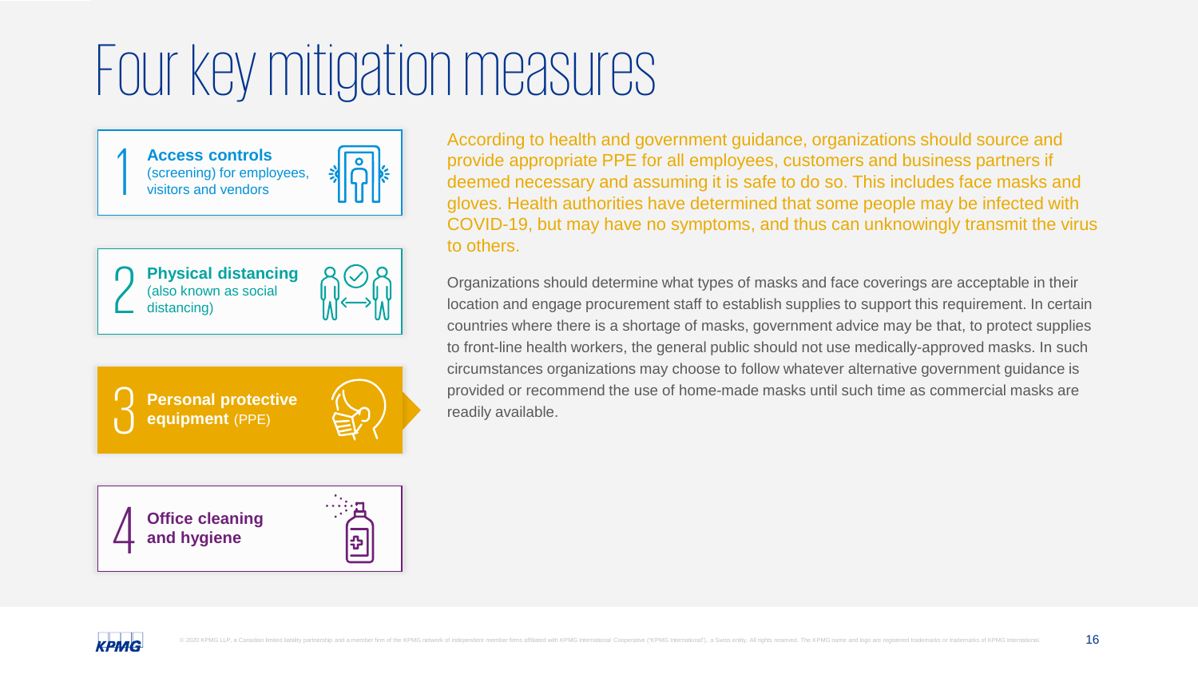# Four key mitigation measures

1 **Access controls** (screening) for employees, visitors and vendors

2 **Physical distancing** (also known as social distancing)

3 **Personal protective equipment** (PPE)

4 **Office cleaning and hygiene**

According to health and government guidance, organizations should source and provide appropriate PPE for all employees, customers and business partners if deemed necessary and assuming it is safe to do so. This includes face masks and gloves. Health authorities have determined that some people may be infected with COVID-19, but may have no symptoms, and thus can unknowingly transmit the virus to others.

Organizations should determine what types of masks and face coverings are acceptable in their location and engage procurement staff to establish supplies to support this requirement. In certain countries where there is a shortage of masks, government advice may be that, to protect supplies to front-line health workers, the general public should not use medically-approved masks. In such circumstances organizations may choose to follow whatever alternative government guidance is provided or recommend the use of home-made masks until such time as commercial masks are readily available.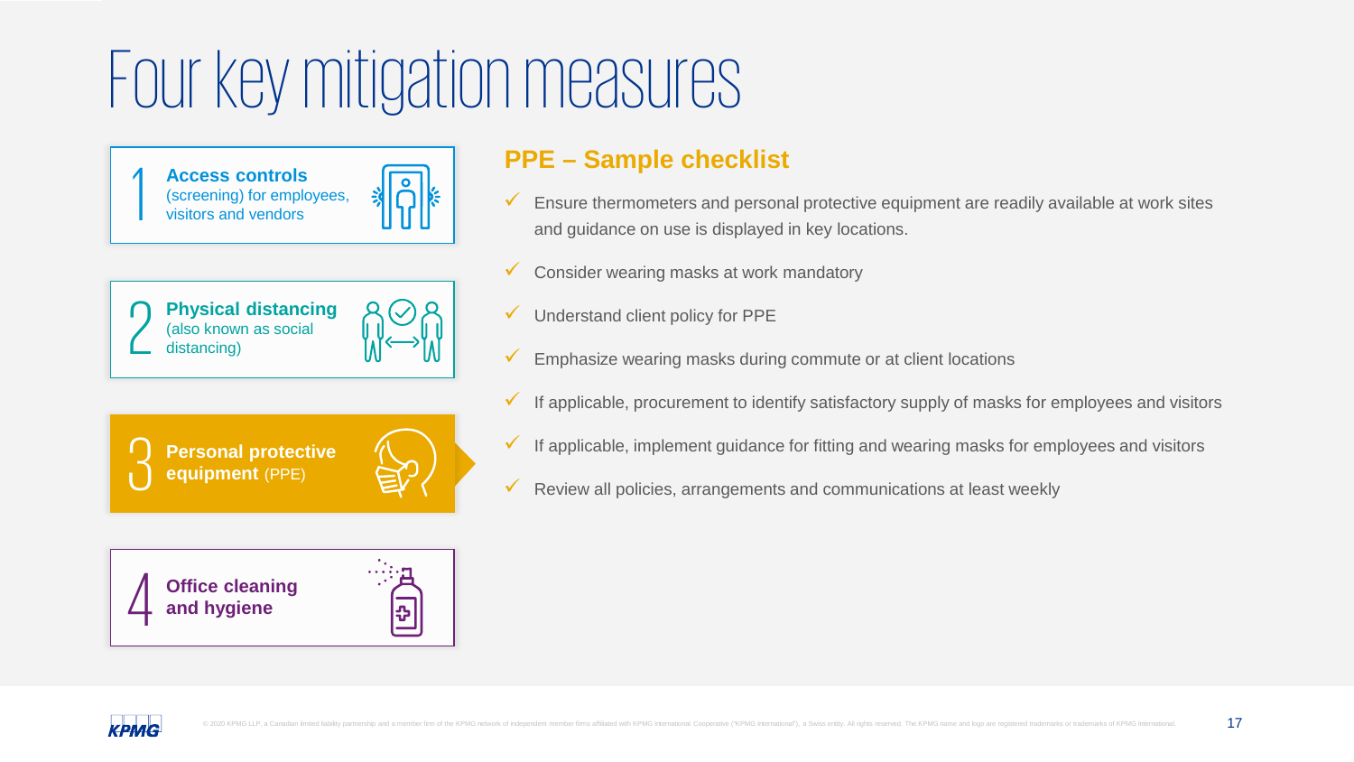# Four key mitigation measures

1 **Access controls** (screening) for employees, visitors and vendors

2 **Physical distancing** (also known as social distancing)

3 **Personal protective equipment** (PPE)

4 **Office cleaning and hygiene**

## PPE – Sample checklist

- ✓ Ensure thermometers and personal protective equipment are readily available at work sites and guidance on use is displayed in key locations.
- ✓ Consider wearing masks at work mandatory
- ✓ Understand client policy for PPE
- ✓ Emphasize wearing masks during commute or at client locations
- ✓ If applicable, procurement to identify satisfactory supply of masks for employees and visitors
- ✓ If applicable, implement guidance for fitting and wearing masks for employees and visitors
- ✓ Review all policies, arrangements and communications at least weekly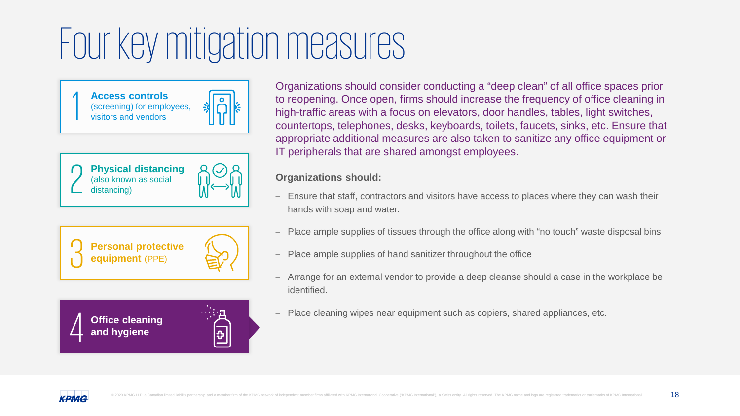# Four key mitigation measures

1 **Access controls** (screening) for employees, visitors and vendors

2 **Physical distancing** (also known as social distancing)

3 **Personal protective equipment** (PPE)

4 **Office cleaning and hygiene**

Organizations should consider conducting a "deep clean" of all office spaces prior to reopening. Once open, firms should increase the frequency of office cleaning in high-traffic areas with a focus on elevators, door handles, tables, light switches, countertops, telephones, desks, keyboards, toilets, faucets, sinks, etc. Ensure that appropriate additional measures are also taken to sanitize any office equipment or IT peripherals that are shared amongst employees.

**Organizations should:**

- Ensure that staff, contractors and visitors have access to places where they can wash their hands with soap and water.
- Place ample supplies of tissues through the office along with "no touch" waste disposal bins
- Place ample supplies of hand sanitizer throughout the office
- Arrange for an external vendor to provide a deep cleanse should a case in the workplace be identified.
- Place cleaning wipes near equipment such as copiers, shared appliances, etc.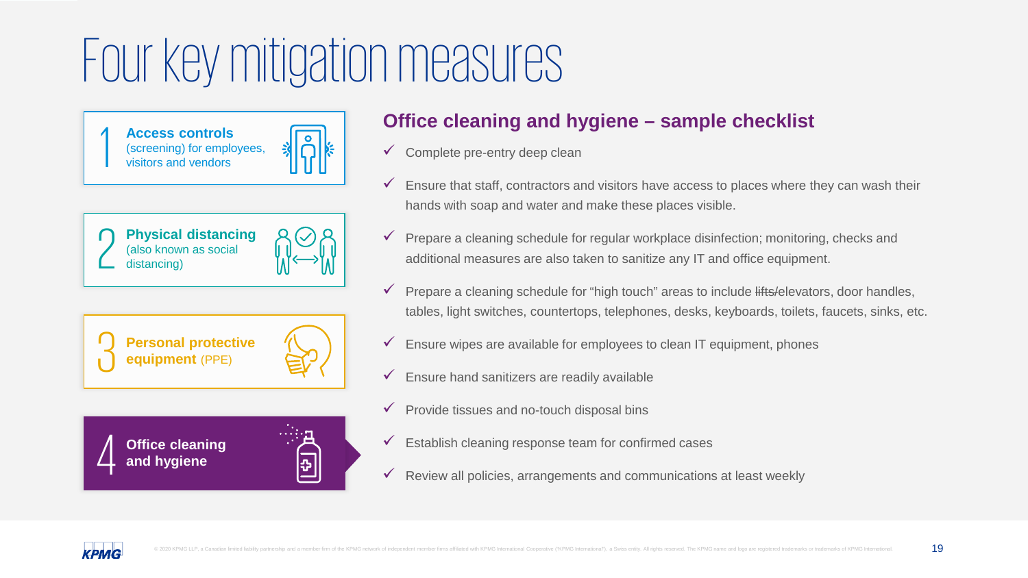# Four key mitigation measures

1 **Access controls** (screening) for employees, visitors and vendors

2 **Physical distancing** (also known as social distancing)

3 **Personal protective equipment** (PPE)

4 **Office cleaning and hygiene**

## Office cleaning and hygiene – sample checklist

- ✓ Complete pre-entry deep clean
- ✓ Ensure that staff, contractors and visitors have access to places where they can wash their hands with soap and water and make these places visible.
- ✓ Prepare a cleaning schedule for regular workplace disinfection; monitoring, checks and additional measures are also taken to sanitize any IT and office equipment.
- ✓ Prepare a cleaning schedule for "high touch" areas to include ~~lifts~~/elevators, door handles, tables, light switches, countertops, telephones, desks, keyboards, toilets, faucets, sinks, etc.
- ✓ Ensure wipes are available for employees to clean IT equipment, phones
- ✓ Ensure hand sanitizers are readily available
- ✓ Provide tissues and no-touch disposal bins
- ✓ Establish cleaning response team for confirmed cases
- ✓ Review all policies, arrangements and communications at least weekly

© 2020 KPMG LLP, a Canadian limited liability partnership and a member firm of the KPMG network of independent member firms affiliated with KPMG International Cooperative ("KPMG International"), a Swiss entity. All rights reserved. The KPMG name and logo are registered trademarks or trademarks of KPMG International.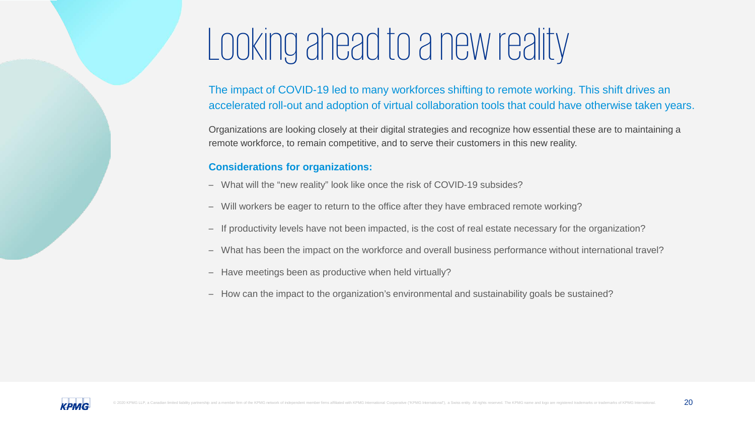# Looking ahead to a new reality

The impact of COVID-19 led to many workforces shifting to remote working. This shift drives an accelerated roll-out and adoption of virtual collaboration tools that could have otherwise taken years.

Organizations are looking closely at their digital strategies and recognize how essential these are to maintaining a remote workforce, to remain competitive, and to serve their customers in this new reality.

**Considerations for organizations:**

- What will the "new reality" look like once the risk of COVID-19 subsides?
- Will workers be eager to return to the office after they have embraced remote working?
- If productivity levels have not been impacted, is the cost of real estate necessary for the organization?
- What has been the impact on the workforce and overall business performance without international travel?
- Have meetings been as productive when held virtually?
- How can the impact to the organization's environmental and sustainability goals be sustained?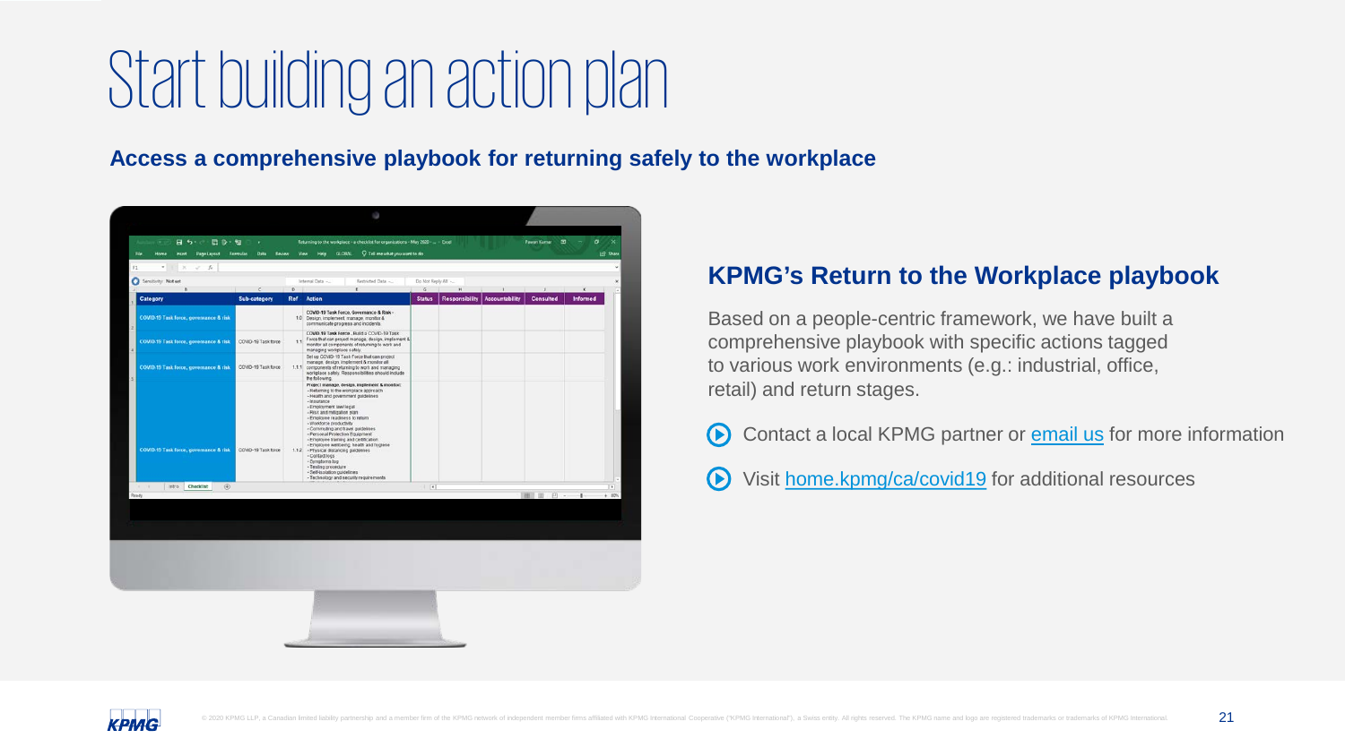# Start building an action plan

**Access a comprehensive playbook for returning safely to the workplace**

## KPMG's Return to the Workplace playbook

Based on a people-centric framework, we have built a comprehensive playbook with specific actions tagged to various work environments (e.g.: industrial, office, retail) and return stages.

- Contact a local KPMG partner or email us for more information
- Visit home.kpmg/ca/covid19 for additional resources

© 2020 KPMG LLP, a Canadian limited liability partnership and a member firm of the KPMG network of independent member firms affiliated with KPMG International Cooperative ("KPMG International"), a Swiss entity. All rights reserved. The KPMG name and logo are registered trademarks or trademarks of KPMG International.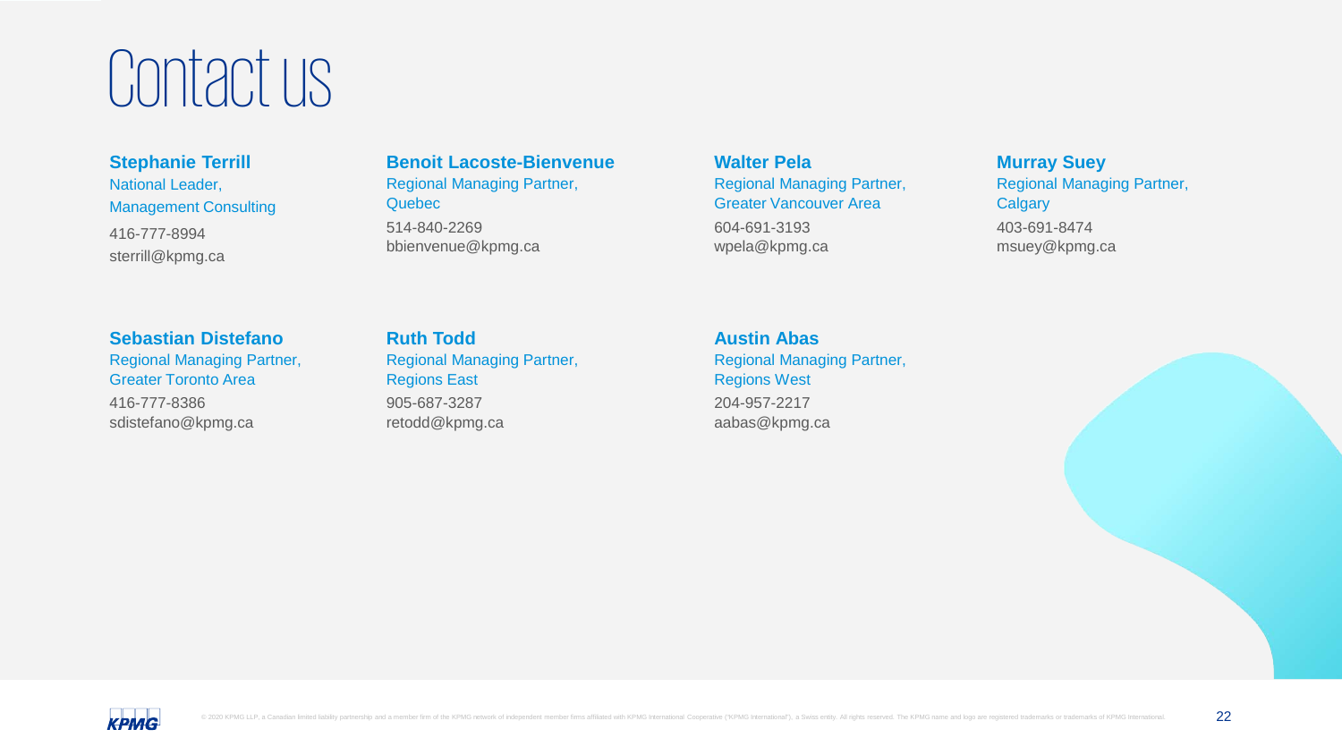# Contact us

**Stephanie Terrill**
National Leader,
Management Consulting
416-777-8994
sterrill@kpmg.ca

**Benoit Lacoste-Bienvenue**
Regional Managing Partner,
Quebec
514-840-2269
bbienvenue@kpmg.ca

**Walter Pela**
Regional Managing Partner,
Greater Vancouver Area
604-691-3193
wpela@kpmg.ca

**Murray Suey**
Regional Managing Partner,
Calgary
403-691-8474
msuey@kpmg.ca

**Sebastian Distefano**
Regional Managing Partner,
Greater Toronto Area
416-777-8386
sdistefano@kpmg.ca

**Ruth Todd**
Regional Managing Partner,
Regions East
905-687-3287
retodd@kpmg.ca

**Austin Abas**
Regional Managing Partner,
Regions West
204-957-2217
aabas@kpmg.ca

© 2020 KPMG LLP, a Canadian limited liability partnership and a member firm of the KPMG network of independent member firms affiliated with KPMG International Cooperative ("KPMG International"), a Swiss entity. All rights reserved. The KPMG name and logo are registered trademarks or trademarks of KPMG International.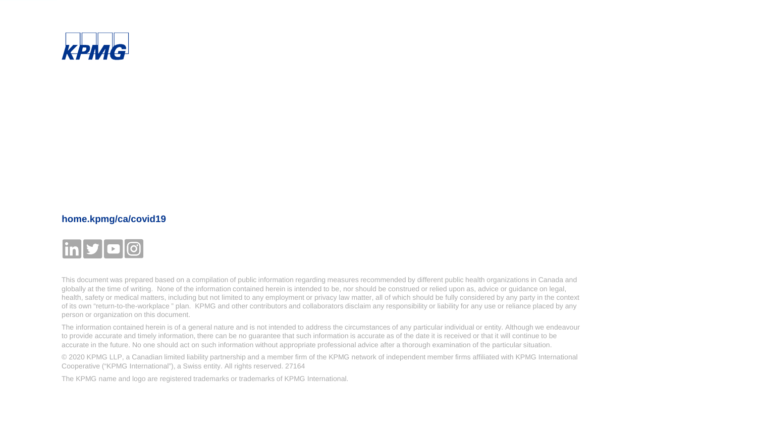**home.kpmg/ca/covid19**

This document was prepared based on a compilation of public information regarding measures recommended by different public health organizations in Canada and globally at the time of writing. None of the information contained herein is intended to be, nor should be construed or relied upon as, advice or guidance on legal, health, safety or medical matters, including but not limited to any employment or privacy law matter, all of which should be fully considered by any party in the context of its own "return-to-the-workplace " plan. KPMG and other contributors and collaborators disclaim any responsibility or liability for any use or reliance placed by any person or organization on this document.

The information contained herein is of a general nature and is not intended to address the circumstances of any particular individual or entity. Although we endeavour to provide accurate and timely information, there can be no guarantee that such information is accurate as of the date it is received or that it will continue to be accurate in the future. No one should act on such information without appropriate professional advice after a thorough examination of the particular situation.

© 2020 KPMG LLP, a Canadian limited liability partnership and a member firm of the KPMG network of independent member firms affiliated with KPMG International Cooperative ("KPMG International"), a Swiss entity. All rights reserved. 27164

The KPMG name and logo are registered trademarks or trademarks of KPMG International.